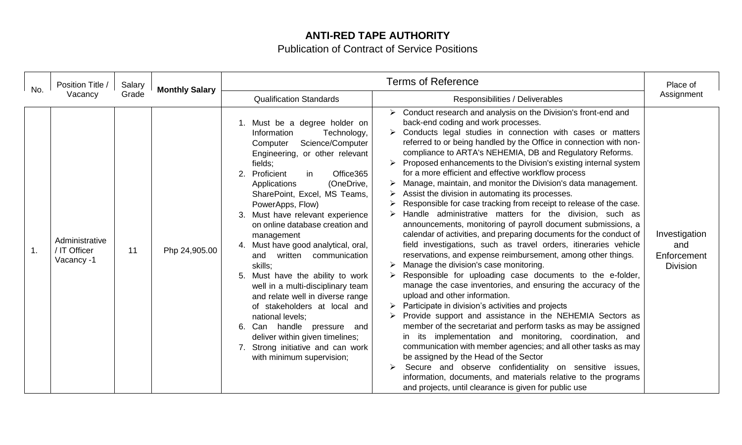# ANTI-RED TAPE AUTHORITY

Publication of Contract of Service Positions

| No. | Position Title / Vacancy | Salary Grade | Monthly Salary | Terms of Reference | | Place of Assignment |
|---|---|---|---|---|---|---|
| | | | | Qualification Standards | Responsibilities / Deliverables | |
| 1. | Administrative / IT Officer Vacancy -1 | 11 | Php 24,905.00 | 1. Must be a degree holder on Information Technology, Computer Science/Computer Engineering, or other relevant fields;<br>2. Proficient in Office365 Applications (OneDrive, SharePoint, Excel, MS Teams, PowerApps, Flow)<br>3. Must have relevant experience on online database creation and management<br>4. Must have good analytical, oral, and written communication skills;<br>5. Must have the ability to work well in a multi-disciplinary team and relate well in diverse range of stakeholders at local and national levels;<br>6. Can handle pressure and deliver within given timelines;<br>7. Strong initiative and can work with minimum supervision; | ➢ Conduct research and analysis on the Division's front-end and back-end coding and work processes.<br>➢ Conducts legal studies in connection with cases or matters referred to or being handled by the Office in connection with non-compliance to ARTA's NEHEMIA, DB and Regulatory Reforms.<br>➢ Proposed enhancements to the Division's existing internal system for a more efficient and effective workflow process<br>➢ Manage, maintain, and monitor the Division's data management.<br>➢ Assist the division in automating its processes.<br>➢ Responsible for case tracking from receipt to release of the case.<br>➢ Handle administrative matters for the division, such as announcements, monitoring of payroll document submissions, a calendar of activities, and preparing documents for the conduct of field investigations, such as travel orders, itineraries vehicle reservations, and expense reimbursement, among other things.<br>➢ Manage the division's case monitoring.<br>➢ Responsible for uploading case documents to the e-folder, manage the case inventories, and ensuring the accuracy of the upload and other information.<br>➢ Participate in division's activities and projects<br>➢ Provide support and assistance in the NEHEMIA Sectors as member of the secretariat and perform tasks as may be assigned in its implementation and monitoring, coordination, and communication with member agencies; and all other tasks as may be assigned by the Head of the Sector<br>➢ Secure and observe confidentiality on sensitive issues, information, documents, and materials relative to the programs and projects, until clearance is given for public use | Investigation and Enforcement Division |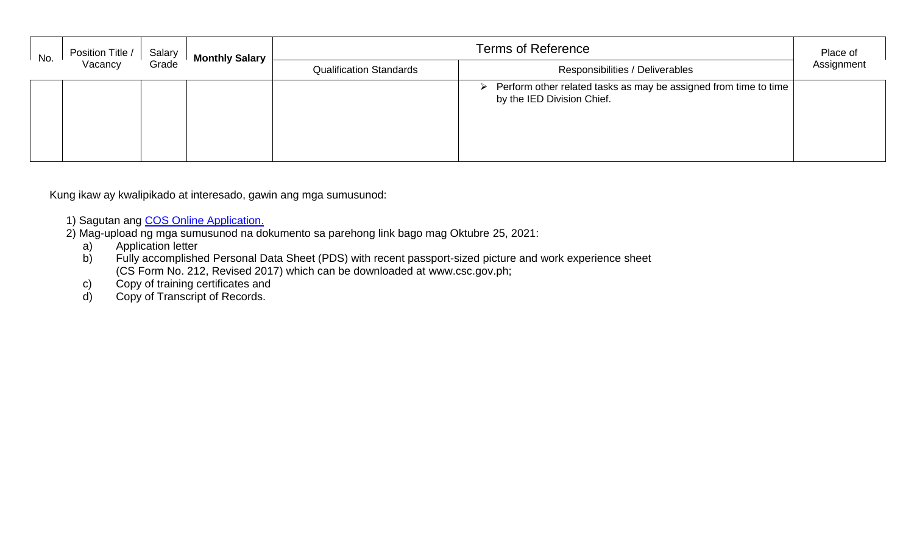| No. | Position Title / Vacancy | Salary Grade | Monthly Salary | Terms of Reference | | Place of Assignment |
|---|---|---|---|---|---|---|
| | | | | Qualification Standards | Responsibilities / Deliverables | |
| | | | | | ➢ Perform other related tasks as may be assigned from time to time by the IED Division Chief. | |

Kung ikaw ay kwalipikado at interesado, gawin ang mga sumusunod:

1) Sagutan ang [COS Online Application.]()
2) Mag-upload ng mga sumusunod na dokumento sa parehong link bago mag Oktubre 25, 2021:
   a) Application letter
   b) Fully accomplished Personal Data Sheet (PDS) with recent passport-sized picture and work experience sheet (CS Form No. 212, Revised 2017) which can be downloaded at www.csc.gov.ph;
   c) Copy of training certificates and
   d) Copy of Transcript of Records.